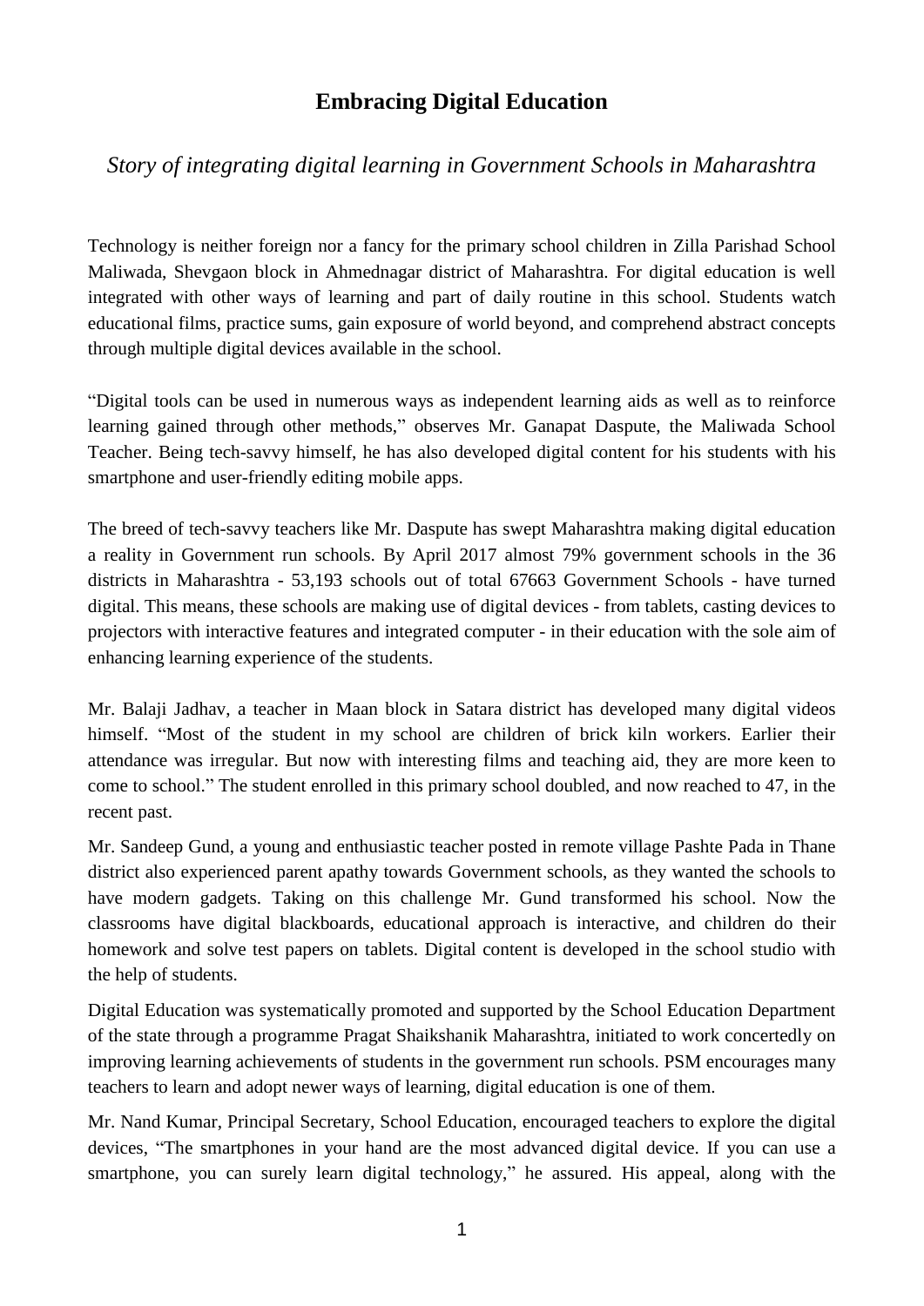# Embracing Digital Education

## *Story of integrating digital learning in Government Schools in Maharashtra*

Technology is neither foreign nor a fancy for the primary school children in Zilla Parishad School Maliwada, Shevgaon block in Ahmednagar district of Maharashtra. For digital education is well integrated with other ways of learning and part of daily routine in this school. Students watch educational films, practice sums, gain exposure of world beyond, and comprehend abstract concepts through multiple digital devices available in the school.

"Digital tools can be used in numerous ways as independent learning aids as well as to reinforce learning gained through other methods," observes Mr. Ganapat Daspute, the Maliwada School Teacher. Being tech-savvy himself, he has also developed digital content for his students with his smartphone and user-friendly editing mobile apps.

The breed of tech-savvy teachers like Mr. Daspute has swept Maharashtra making digital education a reality in Government run schools. By April 2017 almost 79% government schools in the 36 districts in Maharashtra - 53,193 schools out of total 67663 Government Schools - have turned digital. This means, these schools are making use of digital devices - from tablets, casting devices to projectors with interactive features and integrated computer - in their education with the sole aim of enhancing learning experience of the students.

Mr. Balaji Jadhav, a teacher in Maan block in Satara district has developed many digital videos himself. "Most of the student in my school are children of brick kiln workers. Earlier their attendance was irregular. But now with interesting films and teaching aid, they are more keen to come to school." The student enrolled in this primary school doubled, and now reached to 47, in the recent past.

Mr. Sandeep Gund, a young and enthusiastic teacher posted in remote village Pashte Pada in Thane district also experienced parent apathy towards Government schools, as they wanted the schools to have modern gadgets. Taking on this challenge Mr. Gund transformed his school. Now the classrooms have digital blackboards, educational approach is interactive, and children do their homework and solve test papers on tablets. Digital content is developed in the school studio with the help of students.

Digital Education was systematically promoted and supported by the School Education Department of the state through a programme Pragat Shaikshanik Maharashtra, initiated to work concertedly on improving learning achievements of students in the government run schools. PSM encourages many teachers to learn and adopt newer ways of learning, digital education is one of them.

Mr. Nand Kumar, Principal Secretary, School Education, encouraged teachers to explore the digital devices, "The smartphones in your hand are the most advanced digital device. If you can use a smartphone, you can surely learn digital technology," he assured. His appeal, along with the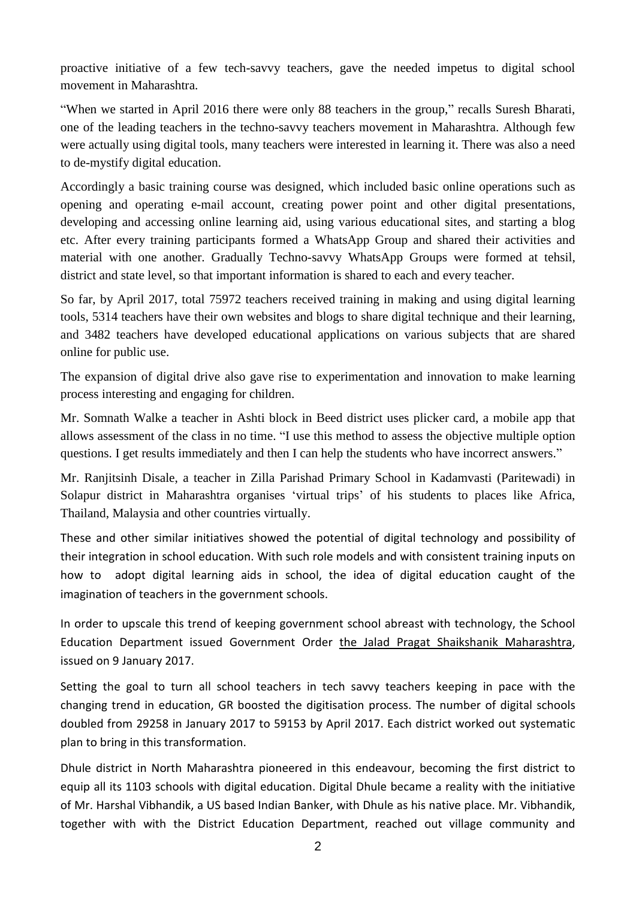proactive initiative of a few tech-savvy teachers, gave the needed impetus to digital school movement in Maharashtra.

"When we started in April 2016 there were only 88 teachers in the group," recalls Suresh Bharati, one of the leading teachers in the techno-savvy teachers movement in Maharashtra. Although few were actually using digital tools, many teachers were interested in learning it. There was also a need to de-mystify digital education.

Accordingly a basic training course was designed, which included basic online operations such as opening and operating e-mail account, creating power point and other digital presentations, developing and accessing online learning aid, using various educational sites, and starting a blog etc. After every training participants formed a WhatsApp Group and shared their activities and material with one another. Gradually Techno-savvy WhatsApp Groups were formed at tehsil, district and state level, so that important information is shared to each and every teacher.

So far, by April 2017, total 75972 teachers received training in making and using digital learning tools, 5314 teachers have their own websites and blogs to share digital technique and their learning, and 3482 teachers have developed educational applications on various subjects that are shared online for public use.

The expansion of digital drive also gave rise to experimentation and innovation to make learning process interesting and engaging for children.

Mr. Somnath Walke a teacher in Ashti block in Beed district uses plicker card, a mobile app that allows assessment of the class in no time. "I use this method to assess the objective multiple option questions. I get results immediately and then I can help the students who have incorrect answers."

Mr. Ranjitsinh Disale, a teacher in Zilla Parishad Primary School in Kadamvasti (Paritewadi) in Solapur district in Maharashtra organises 'virtual trips' of his students to places like Africa, Thailand, Malaysia and other countries virtually.

These and other similar initiatives showed the potential of digital technology and possibility of their integration in school education. With such role models and with consistent training inputs on how to adopt digital learning aids in school, the idea of digital education caught of the imagination of teachers in the government schools.

In order to upscale this trend of keeping government school abreast with technology, the School Education Department issued Government Order the Jalad Pragat Shaikshanik Maharashtra, issued on 9 January 2017.

Setting the goal to turn all school teachers in tech savvy teachers keeping in pace with the changing trend in education, GR boosted the digitisation process. The number of digital schools doubled from 29258 in January 2017 to 59153 by April 2017. Each district worked out systematic plan to bring in this transformation.

Dhule district in North Maharashtra pioneered in this endeavour, becoming the first district to equip all its 1103 schools with digital education. Digital Dhule became a reality with the initiative of Mr. Harshal Vibhandik, a US based Indian Banker, with Dhule as his native place. Mr. Vibhandik, together with with the District Education Department, reached out village community and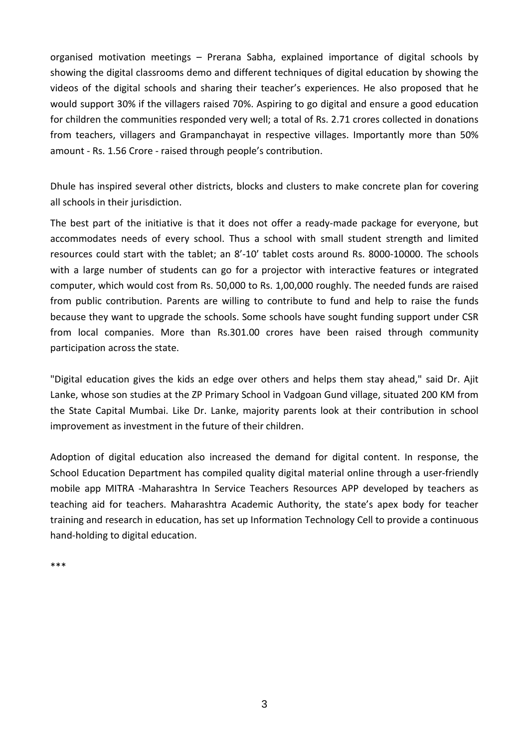organised motivation meetings – Prerana Sabha, explained importance of digital schools by showing the digital classrooms demo and different techniques of digital education by showing the videos of the digital schools and sharing their teacher's experiences. He also proposed that he would support 30% if the villagers raised 70%. Aspiring to go digital and ensure a good education for children the communities responded very well; a total of Rs. 2.71 crores collected in donations from teachers, villagers and Grampanchayat in respective villages. Importantly more than 50% amount - Rs. 1.56 Crore - raised through people's contribution.

Dhule has inspired several other districts, blocks and clusters to make concrete plan for covering all schools in their jurisdiction.

The best part of the initiative is that it does not offer a ready-made package for everyone, but accommodates needs of every school. Thus a school with small student strength and limited resources could start with the tablet; an 8'-10' tablet costs around Rs. 8000-10000. The schools with a large number of students can go for a projector with interactive features or integrated computer, which would cost from Rs. 50,000 to Rs. 1,00,000 roughly. The needed funds are raised from public contribution. Parents are willing to contribute to fund and help to raise the funds because they want to upgrade the schools. Some schools have sought funding support under CSR from local companies. More than Rs.301.00 crores have been raised through community participation across the state.

"Digital education gives the kids an edge over others and helps them stay ahead," said Dr. Ajit Lanke, whose son studies at the ZP Primary School in Vadgoan Gund village, situated 200 KM from the State Capital Mumbai. Like Dr. Lanke, majority parents look at their contribution in school improvement as investment in the future of their children.

Adoption of digital education also increased the demand for digital content. In response, the School Education Department has compiled quality digital material online through a user-friendly mobile app MITRA -Maharashtra In Service Teachers Resources APP developed by teachers as teaching aid for teachers. Maharashtra Academic Authority, the state's apex body for teacher training and research in education, has set up Information Technology Cell to provide a continuous hand-holding to digital education.

***